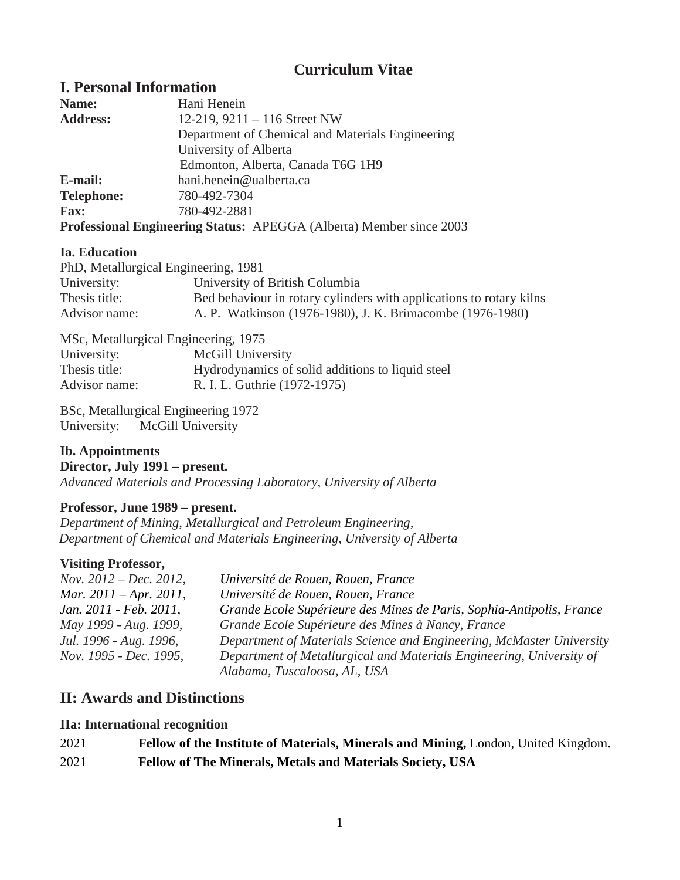# Curriculum Vitae

## I. Personal Information

**Name:** Hani Henein

**Address:** 12-219, 9211 – 116 Street NW
Department of Chemical and Materials Engineering
University of Alberta
Edmonton, Alberta, Canada T6G 1H9

**E-mail:** hani.henein@ualberta.ca

**Telephone:** 780-492-7304

**Fax:** 780-492-2881

**Professional Engineering Status:** APEGGA (Alberta) Member since 2003

### Ia. Education

PhD, Metallurgical Engineering, 1981
University: University of British Columbia
Thesis title: Bed behaviour in rotary cylinders with applications to rotary kilns
Advisor name: A. P. Watkinson (1976-1980), J. K. Brimacombe (1976-1980)

MSc, Metallurgical Engineering, 1975
University: McGill University
Thesis title: Hydrodynamics of solid additions to liquid steel
Advisor name: R. I. L. Guthrie (1972-1975)

BSc, Metallurgical Engineering 1972
University: McGill University

### Ib. Appointments

**Director, July 1991 – present.**
*Advanced Materials and Processing Laboratory, University of Alberta*

**Professor, June 1989 – present.**
*Department of Mining, Metallurgical and Petroleum Engineering,*
*Department of Chemical and Materials Engineering, University of Alberta*

**Visiting Professor,**

*Nov. 2012 – Dec. 2012,* *Université de Rouen, Rouen, France*
*Mar. 2011 – Apr. 2011,* *Université de Rouen, Rouen, France*
*Jan. 2011 - Feb. 2011,* *Grande Ecole Supérieure des Mines de Paris, Sophia-Antipolis, France*
*May 1999 - Aug. 1999,* *Grande Ecole Supérieure des Mines à Nancy, France*
*Jul. 1996 - Aug. 1996,* *Department of Materials Science and Engineering, McMaster University*
*Nov. 1995 - Dec. 1995,* *Department of Metallurgical and Materials Engineering, University of Alabama, Tuscaloosa, AL, USA*

## II: Awards and Distinctions

### IIa: International recognition

2021 **Fellow of the Institute of Materials, Minerals and Mining,** London, United Kingdom.

2021 **Fellow of The Minerals, Metals and Materials Society, USA**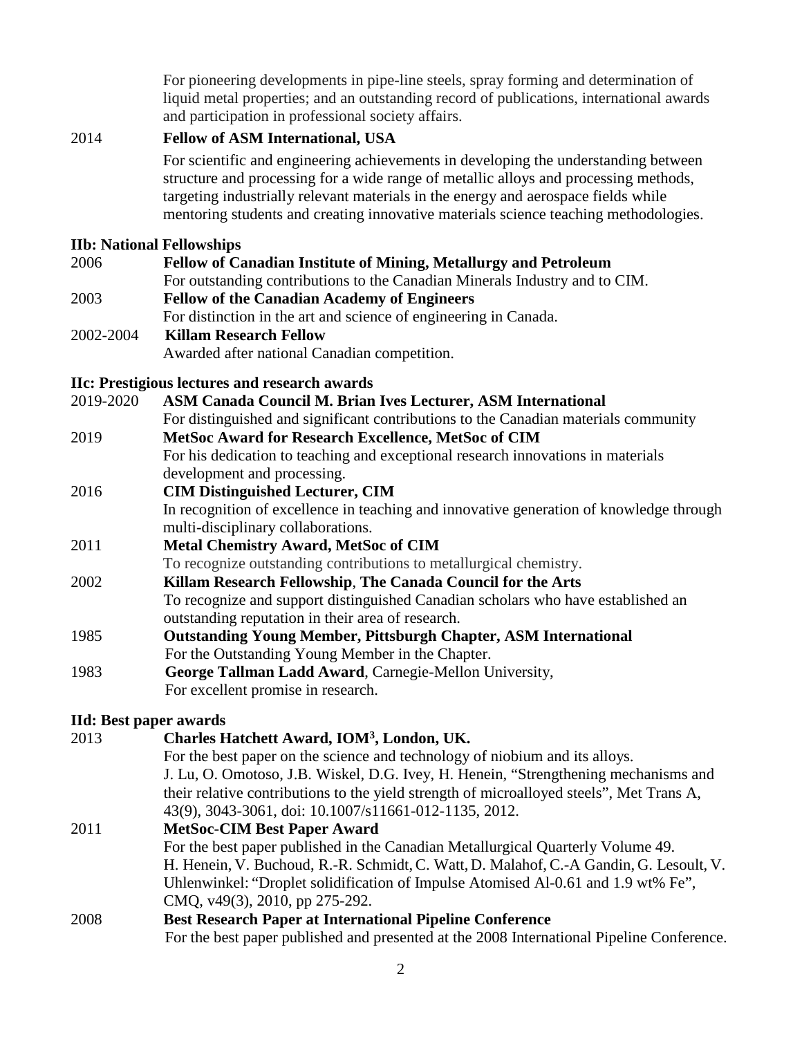For pioneering developments in pipe-line steels, spray forming and determination of liquid metal properties; and an outstanding record of publications, international awards and participation in professional society affairs.

2014 **Fellow of ASM International, USA**

For scientific and engineering achievements in developing the understanding between structure and processing for a wide range of metallic alloys and processing methods, targeting industrially relevant materials in the energy and aerospace fields while mentoring students and creating innovative materials science teaching methodologies.

### IIb: National Fellowships

2006 **Fellow of Canadian Institute of Mining, Metallurgy and Petroleum**
For outstanding contributions to the Canadian Minerals Industry and to CIM.

2003 **Fellow of the Canadian Academy of Engineers**
For distinction in the art and science of engineering in Canada.

2002-2004 **Killam Research Fellow**
Awarded after national Canadian competition.

### IIc: Prestigious lectures and research awards

2019-2020 **ASM Canada Council M. Brian Ives Lecturer, ASM International**
For distinguished and significant contributions to the Canadian materials community

2019 **MetSoc Award for Research Excellence, MetSoc of CIM**
For his dedication to teaching and exceptional research innovations in materials development and processing.

2016 **CIM Distinguished Lecturer, CIM**
In recognition of excellence in teaching and innovative generation of knowledge through multi-disciplinary collaborations.

2011 **Metal Chemistry Award, MetSoc of CIM**
To recognize outstanding contributions to metallurgical chemistry.

2002 **Killam Research Fellowship**, **The Canada Council for the Arts**
To recognize and support distinguished Canadian scholars who have established an outstanding reputation in their area of research.

1985 **Outstanding Young Member, Pittsburgh Chapter, ASM International**
For the Outstanding Young Member in the Chapter.

1983 **George Tallman Ladd Award**, Carnegie-Mellon University,
For excellent promise in research.

### IId: Best paper awards

2013 **Charles Hatchett Award, IOM$^3$, London, UK.**
For the best paper on the science and technology of niobium and its alloys.
J. Lu, O. Omotoso, J.B. Wiskel, D.G. Ivey, H. Henein, "Strengthening mechanisms and their relative contributions to the yield strength of microalloyed steels", Met Trans A, 43(9), 3043-3061, doi: 10.1007/s11661-012-1135, 2012.

2011 **MetSoc-CIM Best Paper Award**
For the best paper published in the Canadian Metallurgical Quarterly Volume 49.
H. Henein, V. Buchoud, R.-R. Schmidt, C. Watt, D. Malahof, C.-A Gandin, G. Lesoult, V. Uhlenwinkel: "Droplet solidification of Impulse Atomised Al-0.61 and 1.9 wt% Fe", CMQ, v49(3), 2010, pp 275-292.

2008 **Best Research Paper at International Pipeline Conference**
For the best paper published and presented at the 2008 International Pipeline Conference.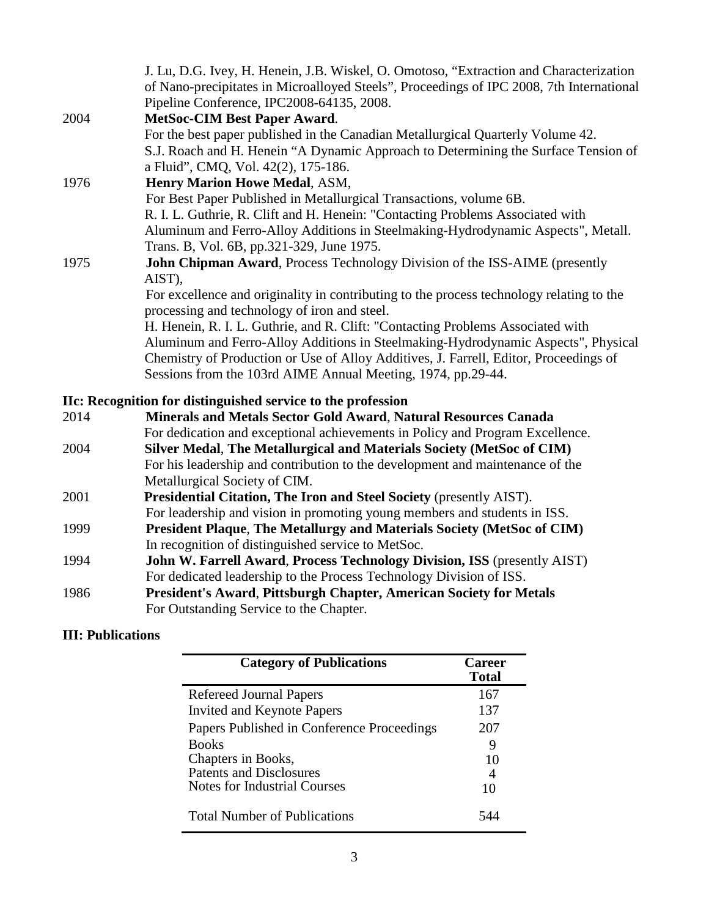J. Lu, D.G. Ivey, H. Henein, J.B. Wiskel, O. Omotoso, "Extraction and Characterization of Nano-precipitates in Microalloyed Steels", Proceedings of IPC 2008, 7th International Pipeline Conference, IPC2008-64135, 2008.

2004 **MetSoc-CIM Best Paper Award**.
For the best paper published in the Canadian Metallurgical Quarterly Volume 42.
S.J. Roach and H. Henein "A Dynamic Approach to Determining the Surface Tension of a Fluid", CMQ, Vol. 42(2), 175-186.

1976 **Henry Marion Howe Medal**, ASM,
For Best Paper Published in Metallurgical Transactions, volume 6B.
R. I. L. Guthrie, R. Clift and H. Henein: "Contacting Problems Associated with Aluminum and Ferro-Alloy Additions in Steelmaking-Hydrodynamic Aspects", Metall. Trans. B, Vol. 6B, pp.321-329, June 1975.

1975 **John Chipman Award**, Process Technology Division of the ISS-AIME (presently AIST),
For excellence and originality in contributing to the process technology relating to the processing and technology of iron and steel.
H. Henein, R. I. L. Guthrie, and R. Clift: "Contacting Problems Associated with Aluminum and Ferro-Alloy Additions in Steelmaking-Hydrodynamic Aspects", Physical Chemistry of Production or Use of Alloy Additives, J. Farrell, Editor, Proceedings of Sessions from the 103rd AIME Annual Meeting, 1974, pp.29-44.

**IIc: Recognition for distinguished service to the profession**

2014 **Minerals and Metals Sector Gold Award**, **Natural Resources Canada**
For dedication and exceptional achievements in Policy and Program Excellence.

2004 **Silver Medal**, **The Metallurgical and Materials Society (MetSoc of CIM)**
For his leadership and contribution to the development and maintenance of the Metallurgical Society of CIM.

2001 **Presidential Citation, The Iron and Steel Society** (presently AIST).
For leadership and vision in promoting young members and students in ISS.

1999 **President Plaque**, **The Metallurgy and Materials Society (MetSoc of CIM)**
In recognition of distinguished service to MetSoc.

1994 **John W. Farrell Award**, **Process Technology Division, ISS** (presently AIST)
For dedicated leadership to the Process Technology Division of ISS.

1986 **President's Award**, **Pittsburgh Chapter, American Society for Metals**
For Outstanding Service to the Chapter.

**III: Publications**

| Category of Publications | Career Total |
|---|---|
| Refereed Journal Papers | 167 |
| Invited and Keynote Papers | 137 |
| Papers Published in Conference Proceedings | 207 |
| Books | 9 |
| Chapters in Books, | 10 |
| Patents and Disclosures | 4 |
| Notes for Industrial Courses | 10 |
| Total Number of Publications | 544 |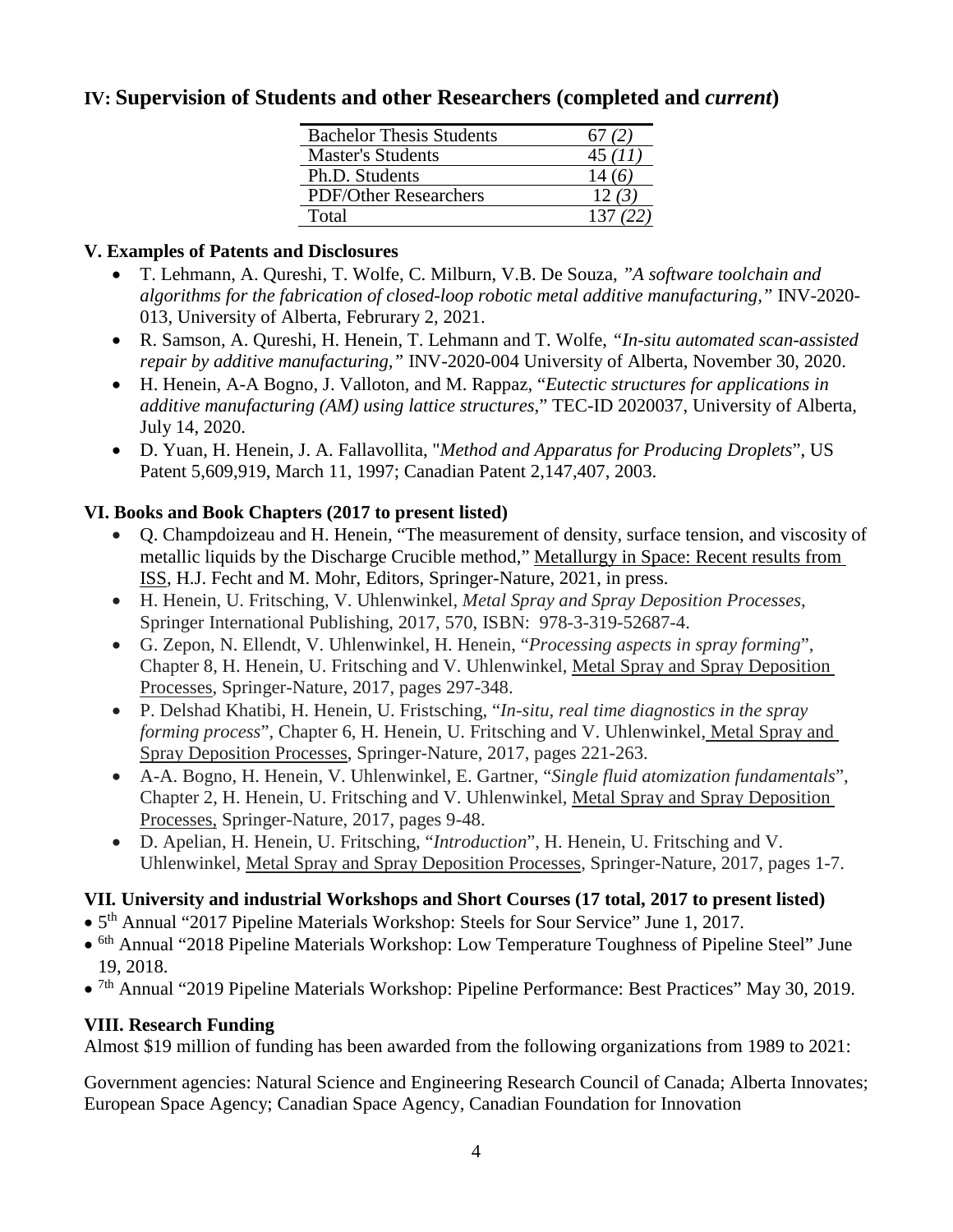## IV: Supervision of Students and other Researchers (completed and *current*)

| | |
|---|---|
| Bachelor Thesis Students | 67 *(2)* |
| Master's Students | 45 *(11)* |
| Ph.D. Students | 14 (*6)* |
| PDF/Other Researchers | 12 *(3)* |
| Total | 137 *(22)* |

### V. Examples of Patents and Disclosures

- T. Lehmann, A. Qureshi, T. Wolfe, C. Milburn, V.B. De Souza, *"A software toolchain and algorithms for the fabrication of closed-loop robotic metal additive manufacturing,"* INV-2020-013, University of Alberta, Februrary 2, 2021.
- R. Samson, A. Qureshi, H. Henein, T. Lehmann and T. Wolfe, *"In-situ automated scan-assisted repair by additive manufacturing,"* INV-2020-004 University of Alberta, November 30, 2020.
- H. Henein, A-A Bogno, J. Valloton, and M. Rappaz, "*Eutectic structures for applications in additive manufacturing (AM) using lattice structures*," TEC-ID 2020037, University of Alberta, July 14, 2020.
- D. Yuan, H. Henein, J. A. Fallavollita, "*Method and Apparatus for Producing Droplets*", US Patent 5,609,919, March 11, 1997; Canadian Patent 2,147,407, 2003.

### VI. Books and Book Chapters (2017 to present listed)

- Q. Champdoizeau and H. Henein, "The measurement of density, surface tension, and viscosity of metallic liquids by the Discharge Crucible method," Metallurgy in Space: Recent results from ISS, H.J. Fecht and M. Mohr, Editors, Springer-Nature, 2021, in press.
- H. Henein, U. Fritsching, V. Uhlenwinkel, *Metal Spray and Spray Deposition Processes*, Springer International Publishing, 2017, 570, ISBN: 978-3-319-52687-4.
- G. Zepon, N. Ellendt, V. Uhlenwinkel, H. Henein, "*Processing aspects in spray forming*", Chapter 8, H. Henein, U. Fritsching and V. Uhlenwinkel, Metal Spray and Spray Deposition Processes, Springer-Nature, 2017, pages 297-348.
- P. Delshad Khatibi, H. Henein, U. Fristsching, "*In-situ, real time diagnostics in the spray forming process*", Chapter 6, H. Henein, U. Fritsching and V. Uhlenwinkel, Metal Spray and Spray Deposition Processes, Springer-Nature, 2017, pages 221-263.
- A-A. Bogno, H. Henein, V. Uhlenwinkel, E. Gartner, "*Single fluid atomization fundamentals*", Chapter 2, H. Henein, U. Fritsching and V. Uhlenwinkel, Metal Spray and Spray Deposition Processes, Springer-Nature, 2017, pages 9-48.
- D. Apelian, H. Henein, U. Fritsching, "*Introduction*", H. Henein, U. Fritsching and V. Uhlenwinkel, Metal Spray and Spray Deposition Processes, Springer-Nature, 2017, pages 1-7.

### VII. University and industrial Workshops and Short Courses (17 total, 2017 to present listed)

- 5th Annual "2017 Pipeline Materials Workshop: Steels for Sour Service" June 1, 2017.
- 6th Annual "2018 Pipeline Materials Workshop: Low Temperature Toughness of Pipeline Steel" June 19, 2018.
- 7th Annual "2019 Pipeline Materials Workshop: Pipeline Performance: Best Practices" May 30, 2019.

### VIII. Research Funding

Almost $19 million of funding has been awarded from the following organizations from 1989 to 2021:

Government agencies: Natural Science and Engineering Research Council of Canada; Alberta Innovates; European Space Agency; Canadian Space Agency, Canadian Foundation for Innovation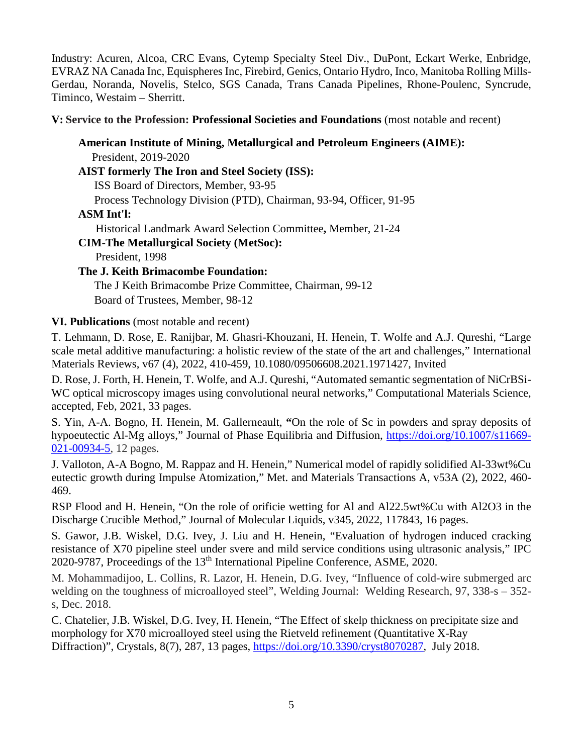Industry: Acuren, Alcoa, CRC Evans, Cytemp Specialty Steel Div., DuPont, Eckart Werke, Enbridge, EVRAZ NA Canada Inc, Equispheres Inc, Firebird, Genics, Ontario Hydro, Inco, Manitoba Rolling Mills-Gerdau, Noranda, Novelis, Stelco, SGS Canada, Trans Canada Pipelines, Rhone-Poulenc, Syncrude, Timinco, Westaim – Sherritt.

## V: Service to the Profession: Professional Societies and Foundations (most notable and recent)

**American Institute of Mining, Metallurgical and Petroleum Engineers (AIME):**
President, 2019-2020

**AIST formerly The Iron and Steel Society (ISS):**
ISS Board of Directors, Member, 93-95
Process Technology Division (PTD), Chairman, 93-94, Officer, 91-95

**ASM Int'l:**
Historical Landmark Award Selection Committee**,** Member, 21-24

**CIM-The Metallurgical Society (MetSoc):**
President, 1998

**The J. Keith Brimacombe Foundation:**
The J Keith Brimacombe Prize Committee, Chairman, 99-12
Board of Trustees, Member, 98-12

## VI. Publications (most notable and recent)

T. Lehmann, D. Rose, E. Ranijbar, M. Ghasri-Khouzani, H. Henein, T. Wolfe and A.J. Qureshi, "Large scale metal additive manufacturing: a holistic review of the state of the art and challenges," International Materials Reviews, v67 (4), 2022, 410-459, 10.1080/09506608.2021.1971427, Invited

D. Rose, J. Forth, H. Henein, T. Wolfe, and A.J. Qureshi, "Automated semantic segmentation of NiCrBSi-WC optical microscopy images using convolutional neural networks," Computational Materials Science, accepted, Feb, 2021, 33 pages.

S. Yin, A-A. Bogno, H. Henein, M. Gallerneault, **"**On the role of Sc in powders and spray deposits of hypoeutectic Al-Mg alloys," Journal of Phase Equilibria and Diffusion, https://doi.org/10.1007/s11669-021-00934-5, 12 pages.

J. Valloton, A-A Bogno, M. Rappaz and H. Henein," Numerical model of rapidly solidified Al-33wt%Cu eutectic growth during Impulse Atomization," Met. and Materials Transactions A, v53A (2), 2022, 460-469.

RSP Flood and H. Henein, "On the role of orificie wetting for Al and Al22.5wt%Cu with Al2O3 in the Discharge Crucible Method," Journal of Molecular Liquids, v345, 2022, 117843, 16 pages.

S. Gawor, J.B. Wiskel, D.G. Ivey, J. Liu and H. Henein, "Evaluation of hydrogen induced cracking resistance of X70 pipeline steel under svere and mild service conditions using ultrasonic analysis," IPC 2020-9787, Proceedings of the 13th International Pipeline Conference, ASME, 2020.

M. Mohammadijoo, L. Collins, R. Lazor, H. Henein, D.G. Ivey, "Influence of cold-wire submerged arc welding on the toughness of microalloyed steel", Welding Journal: Welding Research, 97, 338-s – 352-s, Dec. 2018.

C. Chatelier, J.B. Wiskel, D.G. Ivey, H. Henein, "The Effect of skelp thickness on precipitate size and morphology for X70 microalloyed steel using the Rietveld refinement (Quantitative X-Ray Diffraction)", Crystals, 8(7), 287, 13 pages, https://doi.org/10.3390/cryst8070287, July 2018.